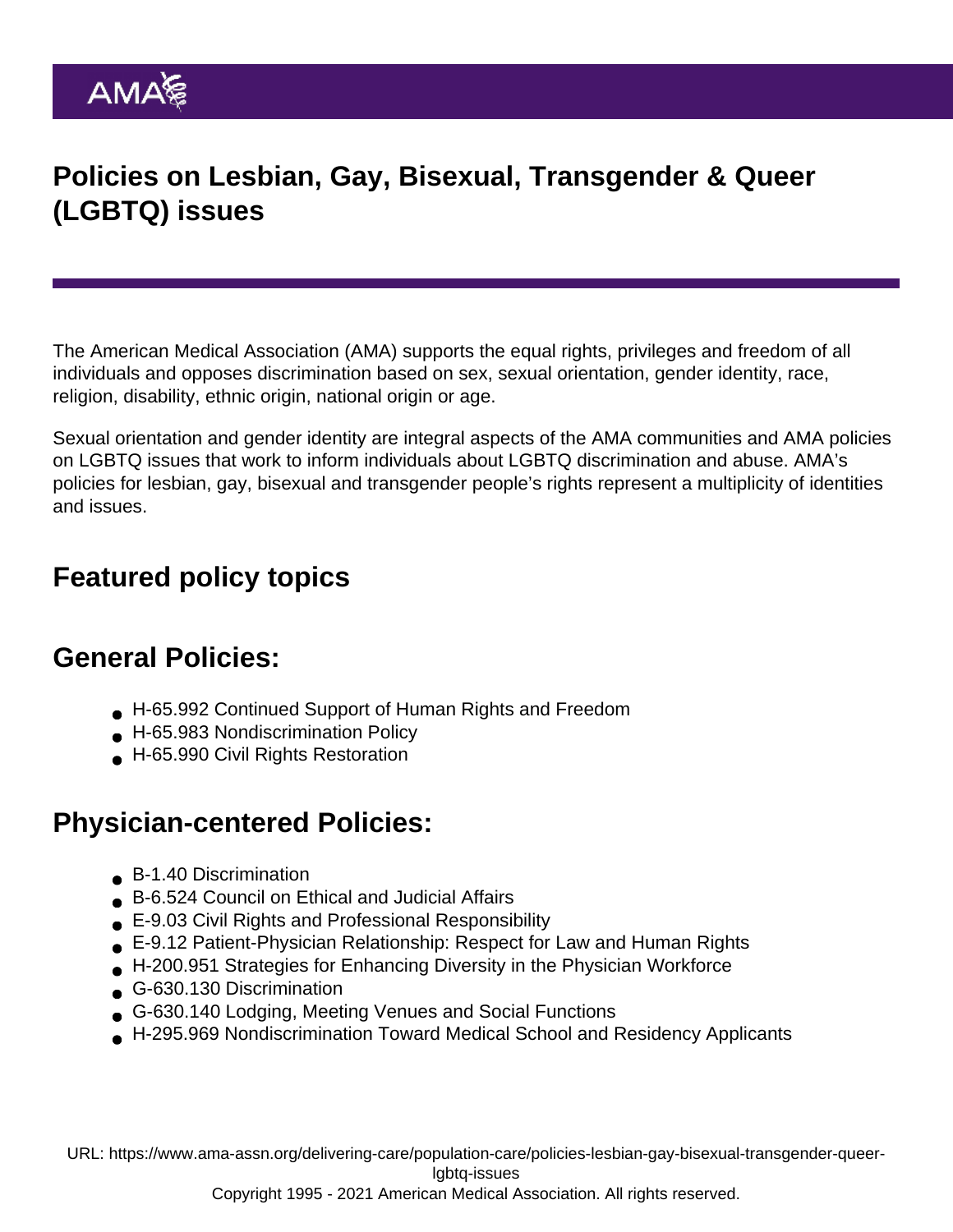# Policies on Lesbian, Gay, Bisexual, Transgender & Queer (LGBTQ) issues

The American Medical Association (AMA) supports the equal rights, privileges and freedom of all individuals and opposes discrimination based on sex, sexual orientation, gender identity, race, religion, disability, ethnic origin, national origin or age.

Sexual orientation and gender identity are integral aspects of the AMA communities and AMA policies on LGBTQ issues that work to inform individuals about LGBTQ discrimination and abuse. AMA's policies for lesbian, gay, bisexual and transgender people's rights represent a multiplicity of identities and issues.

## Featured policy topics

## General Policies:

- H-65.992 Continued Support of Human Rights and Freedom
- H-65.983 Nondiscrimination Policy
- H-65.990 Civil Rights Restoration

## Physician-centered Policies:

- B-1.40 Discrimination
- B-6.524 Council on Ethical and Judicial Affairs
- E-9.03 Civil Rights and Professional Responsibility
- E-9.12 Patient-Physician Relationship: Respect for Law and Human Rights
- H-200.951 Strategies for Enhancing Diversity in the Physician Workforce
- G-630.130 Discrimination
- G-630.140 Lodging, Meeting Venues and Social Functions
- H-295.969 Nondiscrimination Toward Medical School and Residency Applicants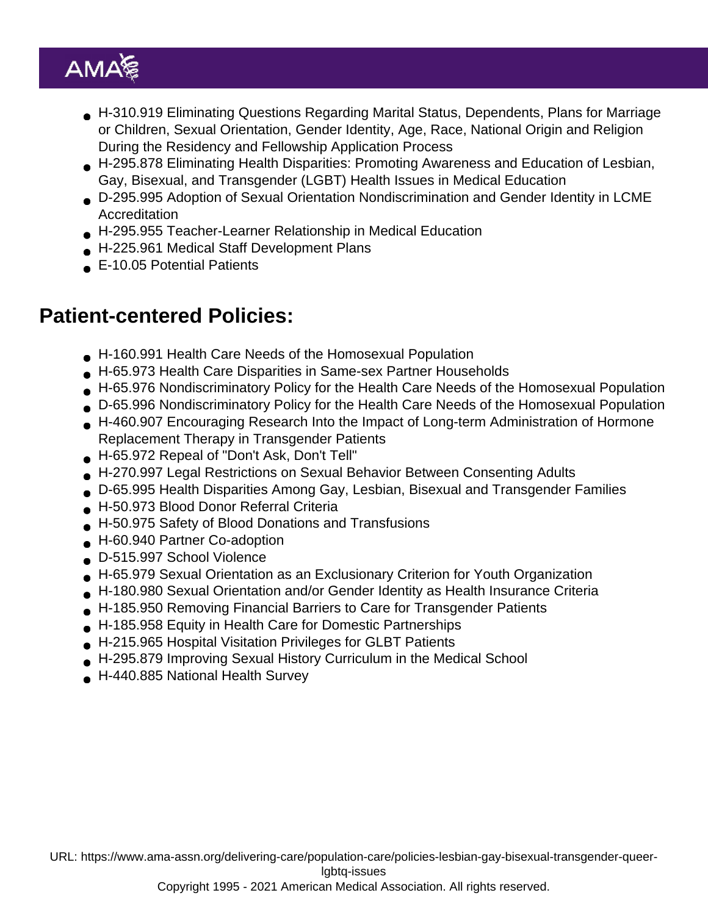- H-310.919 Eliminating Questions Regarding Marital Status, Dependents, Plans for Marriage or Children, Sexual Orientation, Gender Identity, Age, Race, National Origin and Religion During the Residency and Fellowship Application Process
- H-295.878 Eliminating Health Disparities: Promoting Awareness and Education of Lesbian, Gay, Bisexual, and Transgender (LGBT) Health Issues in Medical Education
- D-295.995 Adoption of Sexual Orientation Nondiscrimination and Gender Identity in LCME Accreditation
- H-295.955 Teacher-Learner Relationship in Medical Education
- H-225.961 Medical Staff Development Plans
- E-10.05 Potential Patients

## Patient-centered Policies:

- H-160.991 Health Care Needs of the Homosexual Population
- H-65.973 Health Care Disparities in Same-sex Partner Households
- H-65.976 Nondiscriminatory Policy for the Health Care Needs of the Homosexual Population
- D-65.996 Nondiscriminatory Policy for the Health Care Needs of the Homosexual Population
- H-460.907 Encouraging Research Into the Impact of Long-term Administration of Hormone Replacement Therapy in Transgender Patients
- H-65.972 Repeal of "Don't Ask, Don't Tell"
- H-270.997 Legal Restrictions on Sexual Behavior Between Consenting Adults
- D-65.995 Health Disparities Among Gay, Lesbian, Bisexual and Transgender Families
- H-50.973 Blood Donor Referral Criteria
- H-50.975 Safety of Blood Donations and Transfusions
- H-60.940 Partner Co-adoption
- D-515.997 School Violence
- H-65.979 Sexual Orientation as an Exclusionary Criterion for Youth Organization
- H-180.980 Sexual Orientation and/or Gender Identity as Health Insurance Criteria
- H-185.950 Removing Financial Barriers to Care for Transgender Patients
- H-185.958 Equity in Health Care for Domestic Partnerships
- H-215.965 Hospital Visitation Privileges for GLBT Patients
- H-295.879 Improving Sexual History Curriculum in the Medical School
- H-440.885 National Health Survey